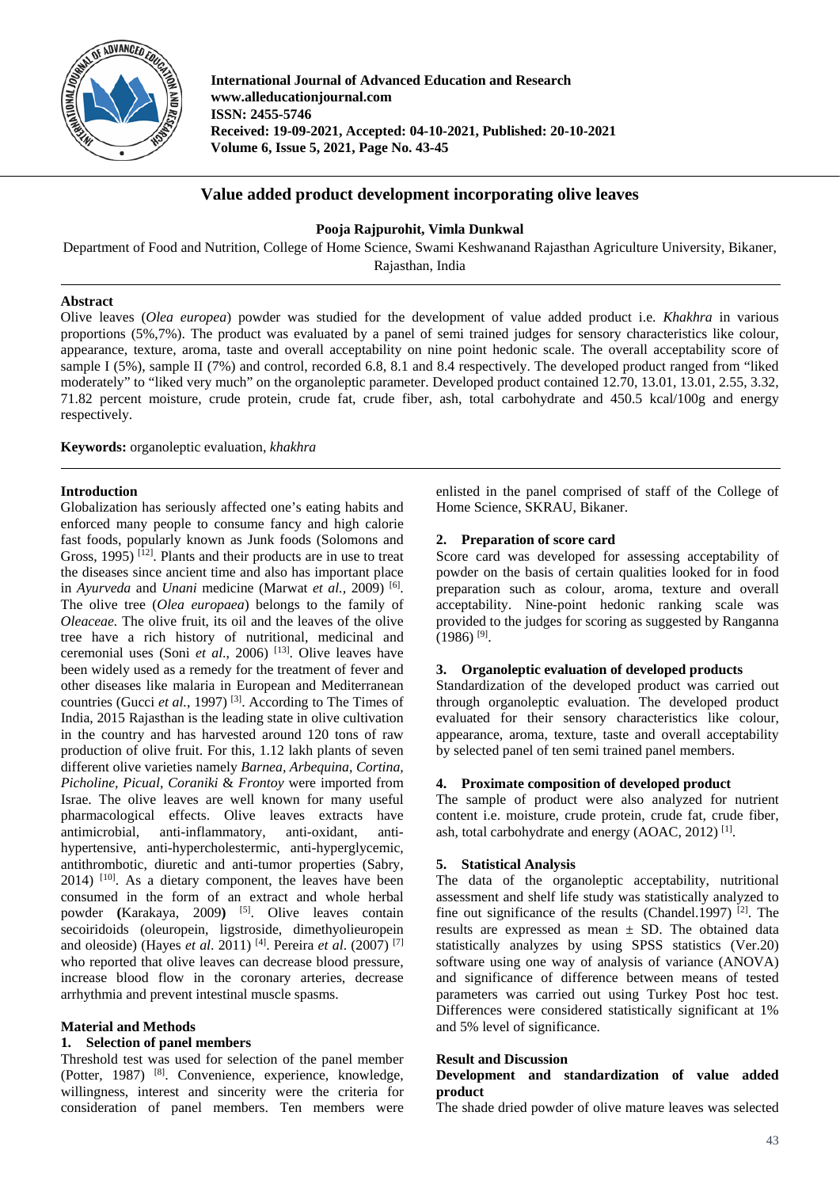# Value added product development incorporating olive leaves

**Pooja Rajpurohit, Vimla Dunkwal**

Department of Food and Nutrition, College of Home Science, Swami Keshwanand Rajasthan Agriculture University, Bikaner, Rajasthan, India

## Abstract

Olive leaves (*Olea europea*) powder was studied for the development of value added product i.e. *Khakhra* in various proportions (5%,7%). The product was evaluated by a panel of semi trained judges for sensory characteristics like colour, appearance, texture, aroma, taste and overall acceptability on nine point hedonic scale. The overall acceptability score of sample I (5%), sample II (7%) and control, recorded 6.8, 8.1 and 8.4 respectively. The developed product ranged from "liked moderately" to "liked very much" on the organoleptic parameter. Developed product contained 12.70, 13.01, 13.01, 2.55, 3.32, 71.82 percent moisture, crude protein, crude fat, crude fiber, ash, total carbohydrate and 450.5 kcal/100g and energy respectively.

**Keywords:** organoleptic evaluation, *khakhra*

## Introduction

Globalization has seriously affected one's eating habits and enforced many people to consume fancy and high calorie fast foods, popularly known as Junk foods (Solomons and Gross, 1995) [12]. Plants and their products are in use to treat the diseases since ancient time and also has important place in *Ayurveda* and *Unani* medicine (Marwat *et al.,* 2009) [6]. The olive tree (*Olea europaea*) belongs to the family of *Oleaceae.* The olive fruit, its oil and the leaves of the olive tree have a rich history of nutritional, medicinal and ceremonial uses (Soni *et al*., 2006) [13]. Olive leaves have been widely used as a remedy for the treatment of fever and other diseases like malaria in European and Mediterranean countries (Gucci *et al.*, 1997) [3]. According to The Times of India, 2015 Rajasthan is the leading state in olive cultivation in the country and has harvested around 120 tons of raw production of olive fruit. For this, 1.12 lakh plants of seven different olive varieties namely *Barnea, Arbequina, Cortina, Picholine, Picual, Coraniki* & *Frontoy* were imported from Israe. The olive leaves are well known for many useful pharmacological effects. Olive leaves extracts have antimicrobial, anti-inflammatory, anti-oxidant, anti-hypertensive, anti-hypercholestermic, anti-hyperglycemic, antithrombotic, diuretic and anti-tumor properties (Sabry, 2014) [10]. As a dietary component, the leaves have been consumed in the form of an extract and whole herbal powder **(**Karakaya, 2009**)** [5]. Olive leaves contain secoiridoids (oleuropein, ligstroside, dimethyolieuropein and oleoside) (Hayes *et al*. 2011) [4]. Pereira *et al*. (2007) [7] who reported that olive leaves can decrease blood pressure, increase blood flow in the coronary arteries, decrease arrhythmia and prevent intestinal muscle spasms.

## Material and Methods

### 1. Selection of panel members

Threshold test was used for selection of the panel member (Potter, 1987) [8]. Convenience, experience, knowledge, willingness, interest and sincerity were the criteria for consideration of panel members. Ten members were enlisted in the panel comprised of staff of the College of Home Science, SKRAU, Bikaner.

### 2. Preparation of score card

Score card was developed for assessing acceptability of powder on the basis of certain qualities looked for in food preparation such as colour, aroma, texture and overall acceptability. Nine-point hedonic ranking scale was provided to the judges for scoring as suggested by Ranganna (1986) [9].

### 3. Organoleptic evaluation of developed products

Standardization of the developed product was carried out through organoleptic evaluation. The developed product evaluated for their sensory characteristics like colour, appearance, aroma, texture, taste and overall acceptability by selected panel of ten semi trained panel members.

### 4. Proximate composition of developed product

The sample of product were also analyzed for nutrient content i.e. moisture, crude protein, crude fat, crude fiber, ash, total carbohydrate and energy (AOAC, 2012) [1].

### 5. Statistical Analysis

The data of the organoleptic acceptability, nutritional assessment and shelf life study was statistically analyzed to fine out significance of the results (Chandel.1997) [2]. The results are expressed as mean ± SD. The obtained data statistically analyzes by using SPSS statistics (Ver.20) software using one way of analysis of variance (ANOVA) and significance of difference between means of tested parameters was carried out using Turkey Post hoc test. Differences were considered statistically significant at 1% and 5% level of significance.

## Result and Discussion

### Development and standardization of value added product

The shade dried powder of olive mature leaves was selected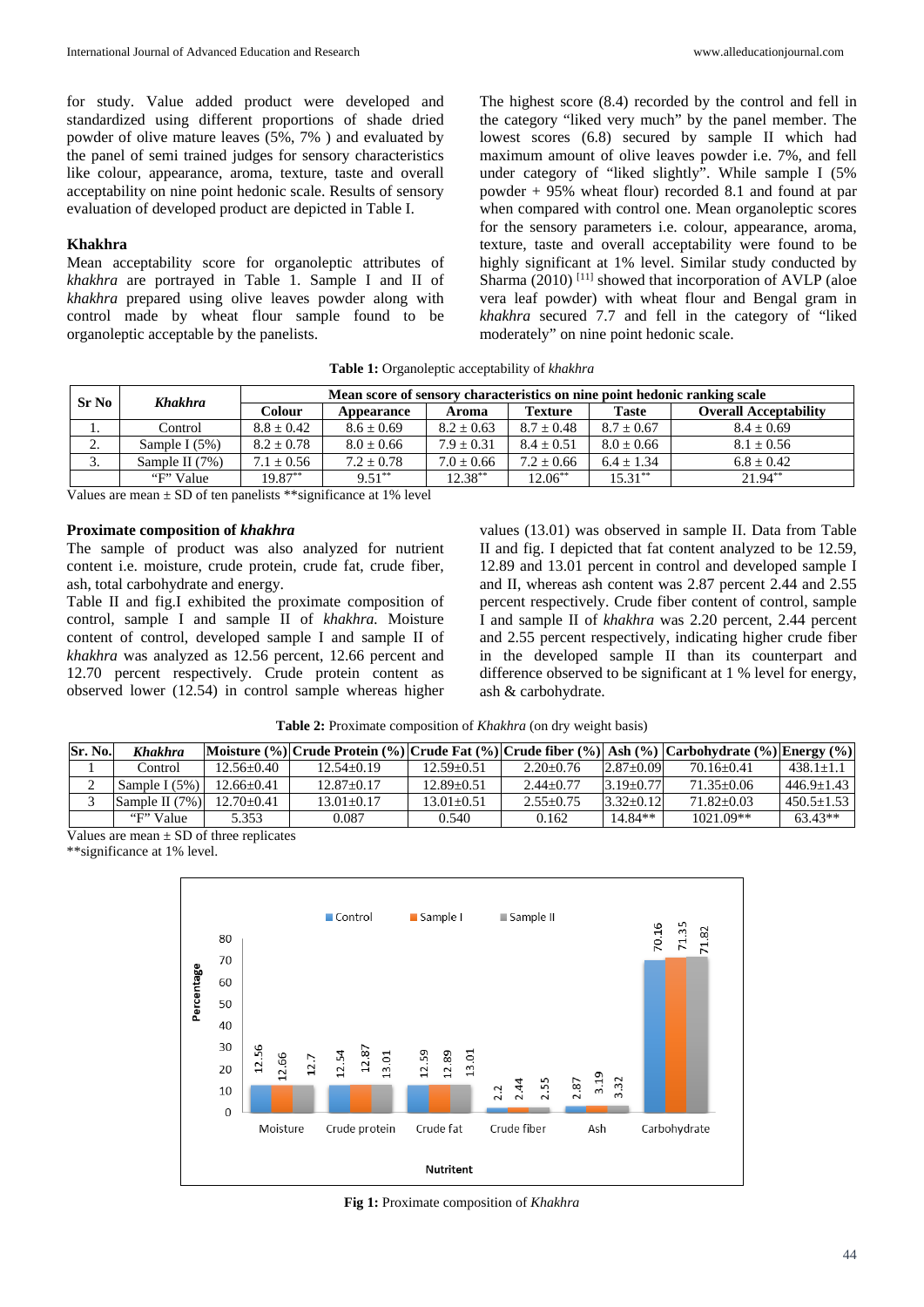for study. Value added product were developed and standardized using different proportions of shade dried powder of olive mature leaves (5%, 7% ) and evaluated by the panel of semi trained judges for sensory characteristics like colour, appearance, aroma, texture, taste and overall acceptability on nine point hedonic scale. Results of sensory evaluation of developed product are depicted in Table I.

### Khakhra

Mean acceptability score for organoleptic attributes of *khakhra* are portrayed in Table 1. Sample I and II of *khakhra* prepared using olive leaves powder along with control made by wheat flour sample found to be organoleptic acceptable by the panelists.

The highest score (8.4) recorded by the control and fell in the category "liked very much" by the panel member. The lowest scores (6.8) secured by sample II which had maximum amount of olive leaves powder i.e. 7%, and fell under category of "liked slightly". While sample I (5% powder + 95% wheat flour) recorded 8.1 and found at par when compared with control one. Mean organoleptic scores for the sensory parameters i.e. colour, appearance, aroma, texture, taste and overall acceptability were found to be highly significant at 1% level. Similar study conducted by Sharma (2010) [11] showed that incorporation of AVLP (aloe vera leaf powder) with wheat flour and Bengal gram in *khakhra* secured 7.7 and fell in the category of "liked moderately" on nine point hedonic scale.

**Table 1:** Organoleptic acceptability of *khakhra*

| Sr No | *Khakhra* | Mean score of sensory characteristics on nine point hedonic ranking scale | | | | | |
|---|---|---|---|---|---|---|---|
| | | Colour | Appearance | Aroma | Texture | Taste | Overall Acceptability |
| 1. | Control | 8.8 ± 0.42 | 8.6 ± 0.69 | 8.2 ± 0.63 | 8.7 ± 0.48 | 8.7 ± 0.67 | 8.4 ± 0.69 |
| 2. | Sample I (5%) | 8.2 ± 0.78 | 8.0 ± 0.66 | 7.9 ± 0.31 | 8.4 ± 0.51 | 8.0 ± 0.66 | 8.1 ± 0.56 |
| 3. | Sample II (7%) | 7.1 ± 0.56 | 7.2 ± 0.78 | 7.0 ± 0.66 | 7.2 ± 0.66 | 6.4 ± 1.34 | 6.8 ± 0.42 |
| | "F" Value | 19.87** | 9.51** | 12.38** | 12.06** | 15.31** | 21.94** |

Values are mean ± SD of ten panelists **significance at 1% level

### Proximate composition of *khakhra*

The sample of product was also analyzed for nutrient content i.e. moisture, crude protein, crude fat, crude fiber, ash, total carbohydrate and energy.

Table II and fig.I exhibited the proximate composition of control, sample I and sample II of *khakhra.* Moisture content of control, developed sample I and sample II of *khakhra* was analyzed as 12.56 percent, 12.66 percent and 12.70 percent respectively. Crude protein content as observed lower (12.54) in control sample whereas higher values (13.01) was observed in sample II. Data from Table II and fig. I depicted that fat content analyzed to be 12.59, 12.89 and 13.01 percent in control and developed sample I and II, whereas ash content was 2.87 percent 2.44 and 2.55 percent respectively. Crude fiber content of control, sample I and sample II of *khakhra* was 2.20 percent, 2.44 percent and 2.55 percent respectively, indicating higher crude fiber in the developed sample II than its counterpart and difference observed to be significant at 1 % level for energy, ash & carbohydrate.

**Table 2:** Proximate composition of *Khakhra* (on dry weight basis)

| Sr. No. | *Khakhra* | Moisture (%) | Crude Protein (%) | Crude Fat (%) | Crude fiber (%) | Ash (%) | Carbohydrate (%) | Energy (%) |
|---|---|---|---|---|---|---|---|---|
| 1 | Control | 12.56±0.40 | 12.54±0.19 | 12.59±0.51 | 2.20±0.76 | 2.87±0.09 | 70.16±0.41 | 438.1±1.1 |
| 2 | Sample I (5%) | 12.66±0.41 | 12.87±0.17 | 12.89±0.51 | 2.44±0.77 | 3.19±0.77 | 71.35±0.06 | 446.9±1.43 |
| 3 | Sample II (7%) | 12.70±0.41 | 13.01±0.17 | 13.01±0.51 | 2.55±0.75 | 3.32±0.12 | 71.82±0.03 | 450.5±1.53 |
| | "F" Value | 5.353 | 0.087 | 0.540 | 0.162 | 14.84** | 1021.09** | 63.43** |

Values are mean ± SD of three replicates

**significance at 1% level.

**Fig 1:** Proximate composition of *Khakhra*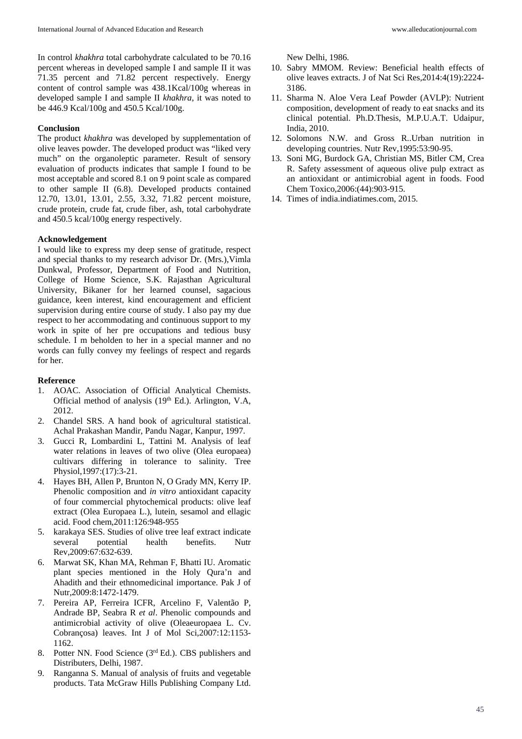In control *khakhra* total carbohydrate calculated to be 70.16 percent whereas in developed sample I and sample II it was 71.35 percent and 71.82 percent respectively. Energy content of control sample was 438.1Kcal/100g whereas in developed sample I and sample II *khakhra*, it was noted to be 446.9 Kcal/100g and 450.5 Kcal/100g.

## Conclusion

The product *khakhra* was developed by supplementation of olive leaves powder. The developed product was "liked very much" on the organoleptic parameter. Result of sensory evaluation of products indicates that sample I found to be most acceptable and scored 8.1 on 9 point scale as compared to other sample II (6.8). Developed products contained 12.70, 13.01, 13.01, 2.55, 3.32, 71.82 percent moisture, crude protein, crude fat, crude fiber, ash, total carbohydrate and 450.5 kcal/100g energy respectively.

## Acknowledgement

I would like to express my deep sense of gratitude, respect and special thanks to my research advisor Dr. (Mrs.),Vimla Dunkwal, Professor, Department of Food and Nutrition, College of Home Science, S.K. Rajasthan Agricultural University, Bikaner for her learned counsel, sagacious guidance, keen interest, kind encouragement and efficient supervision during entire course of study. I also pay my due respect to her accommodating and continuous support to my work in spite of her pre occupations and tedious busy schedule. I m beholden to her in a special manner and no words can fully convey my feelings of respect and regards for her.

## Reference

1. AOAC. Association of Official Analytical Chemists. Official method of analysis (19th Ed.). Arlington, V.A, 2012.
2. Chandel SRS. A hand book of agricultural statistical. Achal Prakashan Mandir, Pandu Nagar, Kanpur, 1997.
3. Gucci R, Lombardini L, Tattini M. Analysis of leaf water relations in leaves of two olive (Olea europaea) cultivars differing in tolerance to salinity. Tree Physiol,1997:(17):3-21.
4. Hayes BH, Allen P, Brunton N, O Grady MN, Kerry IP. Phenolic composition and *in vitro* antioxidant capacity of four commercial phytochemical products: olive leaf extract (Olea Europaea L.), lutein, sesamol and ellagic acid. Food chem,2011:126:948-955
5. karakaya SES. Studies of olive tree leaf extract indicate several potential health benefits. Nutr Rev,2009:67:632-639.
6. Marwat SK, Khan MA, Rehman F, Bhatti IU. Aromatic plant species mentioned in the Holy Qura'n and Ahadith and their ethnomedicinal importance. Pak J of Nutr,2009:8:1472-1479.
7. Pereira AP, Ferreira ICFR, Arcelino F, Valentão P, Andrade BP, Seabra R *et al*. Phenolic compounds and antimicrobial activity of olive (Oleaeuropaea L. Cv. Cobrançosa) leaves. Int J of Mol Sci,2007:12:1153-1162.
8. Potter NN. Food Science (3rd Ed.). CBS publishers and Distributers, Delhi, 1987.
9. Ranganna S. Manual of analysis of fruits and vegetable products. Tata McGraw Hills Publishing Company Ltd. New Delhi, 1986.
10. Sabry MMOM. Review: Beneficial health effects of olive leaves extracts. J of Nat Sci Res,2014:4(19):2224-3186.
11. Sharma N. Aloe Vera Leaf Powder (AVLP): Nutrient composition, development of ready to eat snacks and its clinical potential. Ph.D.Thesis, M.P.U.A.T. Udaipur, India, 2010.
12. Solomons N.W. and Gross R..Urban nutrition in developing countries. Nutr Rev,1995:53:90-95.
13. Soni MG, Burdock GA, Christian MS, Bitler CM, Crea R. Safety assessment of aqueous olive pulp extract as an antioxidant or antimicrobial agent in foods. Food Chem Toxico,2006:(44):903-915.
14. Times of india.indiatimes.com, 2015.